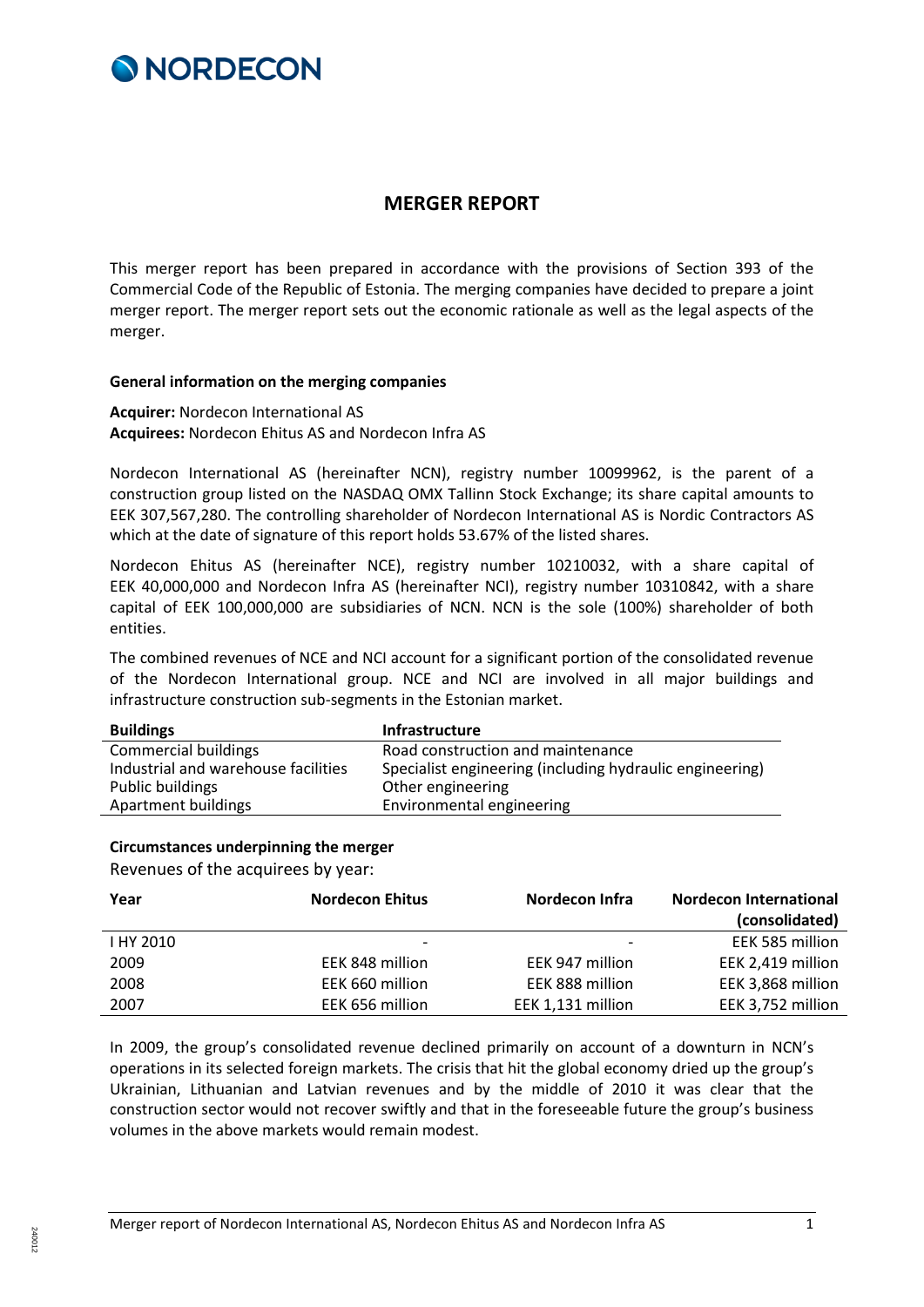# MERGER REPORT

This merger report has been prepared in accordance with the provisions of Section 393 of the Commercial Code of the Republic of Estonia. The merging companies have decided to prepare a joint merger report. The merger report sets out the economic rationale as well as the legal aspects of the merger.

**General information on the merging companies**

**Acquirer:** Nordecon International AS
**Acquirees:** Nordecon Ehitus AS and Nordecon Infra AS

Nordecon International AS (hereinafter NCN), registry number 10099962, is the parent of a construction group listed on the NASDAQ OMX Tallinn Stock Exchange; its share capital amounts to EEK 307,567,280. The controlling shareholder of Nordecon International AS is Nordic Contractors AS which at the date of signature of this report holds 53.67% of the listed shares.

Nordecon Ehitus AS (hereinafter NCE), registry number 10210032, with a share capital of EEK 40,000,000 and Nordecon Infra AS (hereinafter NCI), registry number 10310842, with a share capital of EEK 100,000,000 are subsidiaries of NCN. NCN is the sole (100%) shareholder of both entities.

The combined revenues of NCE and NCI account for a significant portion of the consolidated revenue of the Nordecon International group. NCE and NCI are involved in all major buildings and infrastructure construction sub-segments in the Estonian market.

| Buildings | Infrastructure |
|---|---|
| Commercial buildings | Road construction and maintenance |
| Industrial and warehouse facilities | Specialist engineering (including hydraulic engineering) |
| Public buildings | Other engineering |
| Apartment buildings | Environmental engineering |

**Circumstances underpinning the merger**

Revenues of the acquirees by year:

| Year | Nordecon Ehitus | Nordecon Infra | Nordecon International (consolidated) |
|---|---|---|---|
| I HY 2010 | - | - | EEK 585 million |
| 2009 | EEK 848 million | EEK 947 million | EEK 2,419 million |
| 2008 | EEK 660 million | EEK 888 million | EEK 3,868 million |
| 2007 | EEK 656 million | EEK 1,131 million | EEK 3,752 million |

In 2009, the group's consolidated revenue declined primarily on account of a downturn in NCN's operations in its selected foreign markets. The crisis that hit the global economy dried up the group's Ukrainian, Lithuanian and Latvian revenues and by the middle of 2010 it was clear that the construction sector would not recover swiftly and that in the foreseeable future the group's business volumes in the above markets would remain modest.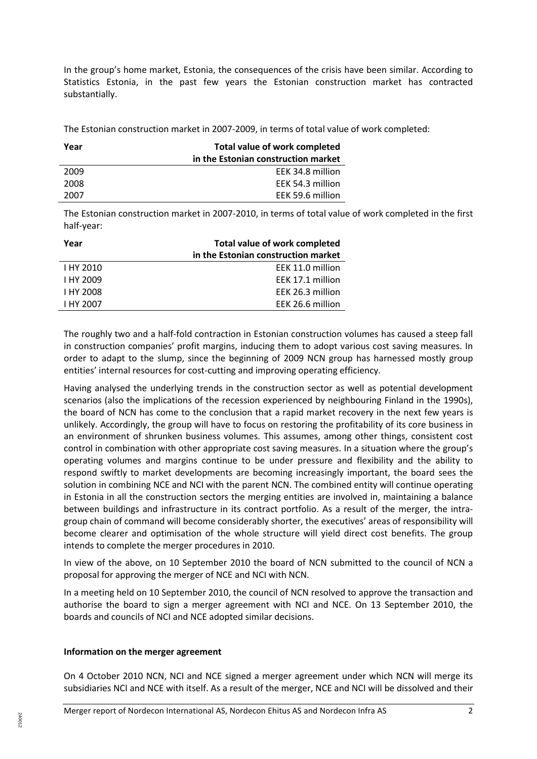In the group's home market, Estonia, the consequences of the crisis have been similar. According to Statistics Estonia, in the past few years the Estonian construction market has contracted substantially.

The Estonian construction market in 2007-2009, in terms of total value of work completed:

| Year | Total value of work completed in the Estonian construction market |
|---|---|
| 2009 | EEK 34.8 million |
| 2008 | EEK 54.3 million |
| 2007 | EEK 59.6 million |

The Estonian construction market in 2007-2010, in terms of total value of work completed in the first half-year:

| Year | Total value of work completed in the Estonian construction market |
|---|---|
| I HY 2010 | EEK 11.0 million |
| I HY 2009 | EEK 17.1 million |
| I HY 2008 | EEK 26.3 million |
| I HY 2007 | EEK 26.6 million |

The roughly two and a half-fold contraction in Estonian construction volumes has caused a steep fall in construction companies' profit margins, inducing them to adopt various cost saving measures. In order to adapt to the slump, since the beginning of 2009 NCN group has harnessed mostly group entities' internal resources for cost-cutting and improving operating efficiency.

Having analysed the underlying trends in the construction sector as well as potential development scenarios (also the implications of the recession experienced by neighbouring Finland in the 1990s), the board of NCN has come to the conclusion that a rapid market recovery in the next few years is unlikely. Accordingly, the group will have to focus on restoring the profitability of its core business in an environment of shrunken business volumes. This assumes, among other things, consistent cost control in combination with other appropriate cost saving measures. In a situation where the group's operating volumes and margins continue to be under pressure and flexibility and the ability to respond swiftly to market developments are becoming increasingly important, the board sees the solution in combining NCE and NCI with the parent NCN. The combined entity will continue operating in Estonia in all the construction sectors the merging entities are involved in, maintaining a balance between buildings and infrastructure in its contract portfolio. As a result of the merger, the intra-group chain of command will become considerably shorter, the executives' areas of responsibility will become clearer and optimisation of the whole structure will yield direct cost benefits. The group intends to complete the merger procedures in 2010.

In view of the above, on 10 September 2010 the board of NCN submitted to the council of NCN a proposal for approving the merger of NCE and NCI with NCN.

In a meeting held on 10 September 2010, the council of NCN resolved to approve the transaction and authorise the board to sign a merger agreement with NCI and NCE. On 13 September 2010, the boards and councils of NCI and NCE adopted similar decisions.

**Information on the merger agreement**

On 4 October 2010 NCN, NCI and NCE signed a merger agreement under which NCN will merge its subsidiaries NCI and NCE with itself. As a result of the merger, NCE and NCI will be dissolved and their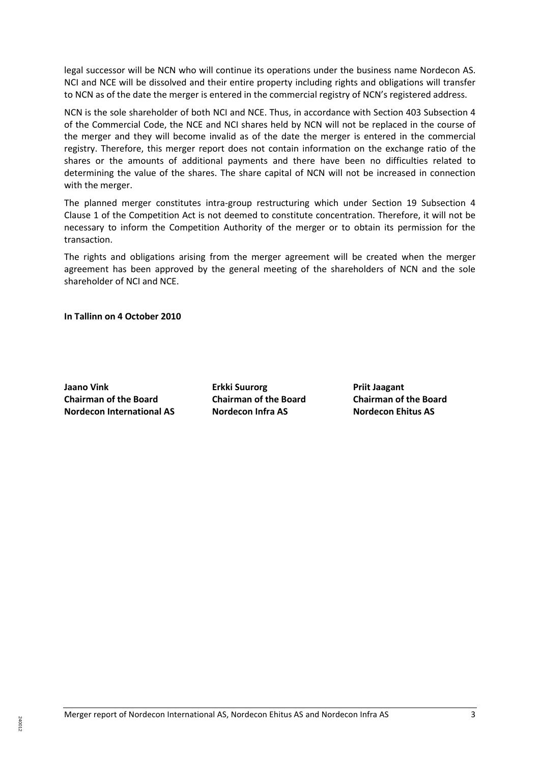legal successor will be NCN who will continue its operations under the business name Nordecon AS. NCI and NCE will be dissolved and their entire property including rights and obligations will transfer to NCN as of the date the merger is entered in the commercial registry of NCN's registered address.

NCN is the sole shareholder of both NCI and NCE. Thus, in accordance with Section 403 Subsection 4 of the Commercial Code, the NCE and NCI shares held by NCN will not be replaced in the course of the merger and they will become invalid as of the date the merger is entered in the commercial registry. Therefore, this merger report does not contain information on the exchange ratio of the shares or the amounts of additional payments and there have been no difficulties related to determining the value of the shares. The share capital of NCN will not be increased in connection with the merger.

The planned merger constitutes intra-group restructuring which under Section 19 Subsection 4 Clause 1 of the Competition Act is not deemed to constitute concentration. Therefore, it will not be necessary to inform the Competition Authority of the merger or to obtain its permission for the transaction.

The rights and obligations arising from the merger agreement will be created when the merger agreement has been approved by the general meeting of the shareholders of NCN and the sole shareholder of NCI and NCE.

**In Tallinn on 4 October 2010**

| | | |
|---|---|---|
| **Jaano Vink** | **Erkki Suurorg** | **Priit Jaagant** |
| **Chairman of the Board** | **Chairman of the Board** | **Chairman of the Board** |
| **Nordecon International AS** | **Nordecon Infra AS** | **Nordecon Ehitus AS** |